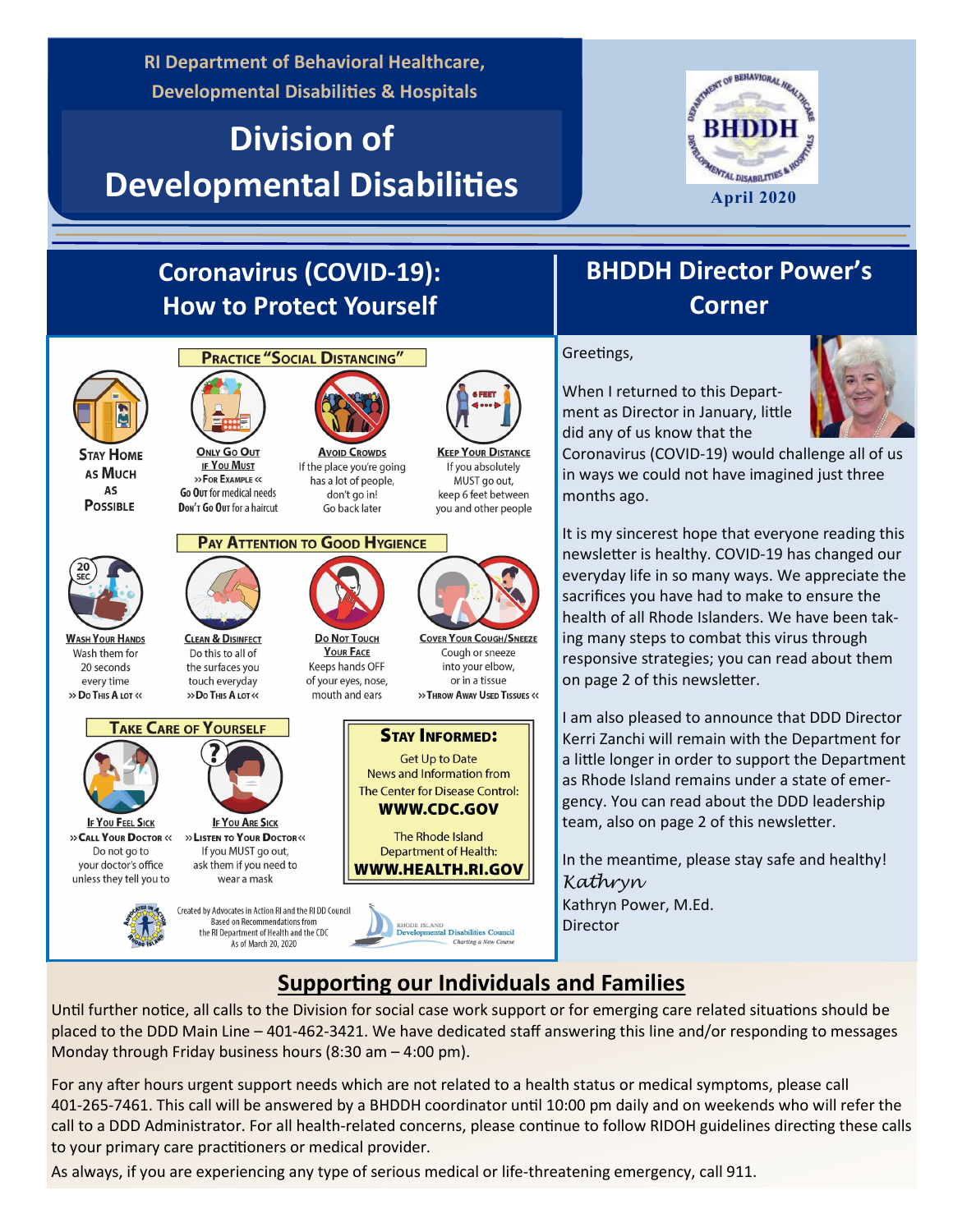RI Department of Behavioral Healthcare, Developmental Disabilities & Hospitals

# Division of Developmental Disabilities

BHDDH

April 2020

## Coronavirus (COVID-19): How to Protect Yourself

### Practice "Social Distancing"

**Stay Home as Much as Possible**

**Only Go Out if You Must**
» For Example «
Go Out for medical needs
Don't Go Out for a haircut

**Avoid Crowds**
If the place you're going has a lot of people, don't go in!
Go back later

**Keep Your Distance**
If you absolutely MUST go out, keep 6 feet between you and other people

### Pay Attention to Good Hygiene

**Wash Your Hands**
Wash them for 20 seconds every time
» Do This A Lot «

**Clean & Disinfect**
Do this to all of the surfaces you touch everyday
» Do This A Lot «

**Do Not Touch Your Face**
Keeps hands OFF of your eyes, nose, mouth and ears

**Cover Your Cough/Sneeze**
Cough or sneeze into your elbow, or in a tissue
» Throw Away Used Tissues «

### Take Care of Yourself

**If You Feel Sick**
» Call Your Doctor «
Do not go to your doctor's office unless they tell you to

**If You Are Sick**
» Listen to Your Doctor «
If you MUST go out, ask them if you need to wear a mask

### Stay Informed:

Get Up to Date News and Information from The Center for Disease Control:
**WWW.CDC.GOV**

The Rhode Island Department of Health:
**WWW.HEALTH.RI.GOV**

Created by Advocates in Action RI and the RI DD Council Based on Recommendations from the RI Department of Health and the CDC As of March 20, 2020

Rhode Island Developmental Disabilities Council — Charting a New Course

## BHDDH Director Power's Corner

Greetings,

When I returned to this Department as Director in January, little did any of us know that the Coronavirus (COVID-19) would challenge all of us in ways we could not have imagined just three months ago.

It is my sincerest hope that everyone reading this newsletter is healthy. COVID-19 has changed our everyday life in so many ways. We appreciate the sacrifices you have had to make to ensure the health of all Rhode Islanders. We have been taking many steps to combat this virus through responsive strategies; you can read about them on page 2 of this newsletter.

I am also pleased to announce that DDD Director Kerri Zanchi will remain with the Department for a little longer in order to support the Department as Rhode Island remains under a state of emergency. You can read about the DDD leadership team, also on page 2 of this newsletter.

In the meantime, please stay safe and healthy!

*Kathryn*

Kathryn Power, M.Ed.
Director

## Supporting our Individuals and Families

Until further notice, all calls to the Division for social case work support or for emerging care related situations should be placed to the DDD Main Line – 401-462-3421. We have dedicated staff answering this line and/or responding to messages Monday through Friday business hours (8:30 am – 4:00 pm).

For any after hours urgent support needs which are not related to a health status or medical symptoms, please call 401-265-7461. This call will be answered by a BHDDH coordinator until 10:00 pm daily and on weekends who will refer the call to a DDD Administrator. For all health-related concerns, please continue to follow RIDOH guidelines directing these calls to your primary care practitioners or medical provider.

As always, if you are experiencing any type of serious medical or life-threatening emergency, call 911.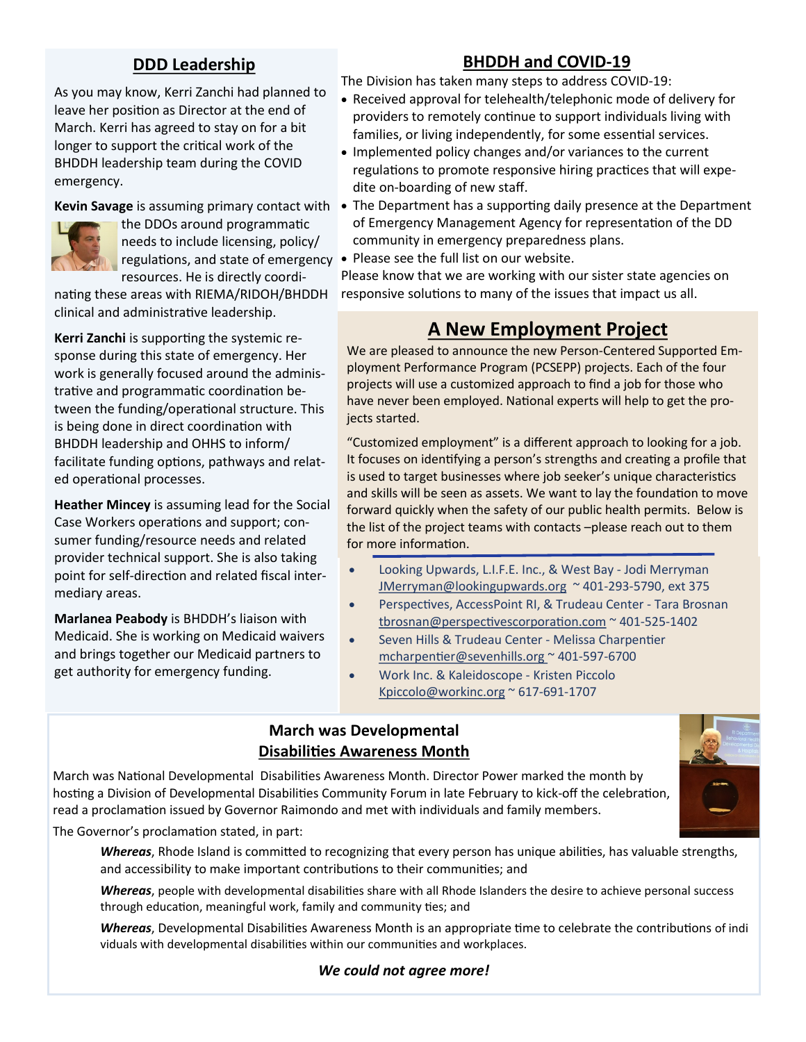## DDD Leadership

As you may know, Kerri Zanchi had planned to leave her position as Director at the end of March. Kerri has agreed to stay on for a bit longer to support the critical work of the BHDDH leadership team during the COVID emergency.

**Kevin Savage** is assuming primary contact with the DDOs around programmatic needs to include licensing, policy/regulations, and state of emergency resources. He is directly coordinating these areas with RIEMA/RIDOH/BHDDH clinical and administrative leadership.

**Kerri Zanchi** is supporting the systemic response during this state of emergency. Her work is generally focused around the administrative and programmatic coordination between the funding/operational structure. This is being done in direct coordination with BHDDH leadership and OHHS to inform/facilitate funding options, pathways and related operational processes.

**Heather Mincey** is assuming lead for the Social Case Workers operations and support; consumer funding/resource needs and related provider technical support. She is also taking point for self-direction and related fiscal intermediary areas.

**Marlanea Peabody** is BHDDH's liaison with Medicaid. She is working on Medicaid waivers and brings together our Medicaid partners to get authority for emergency funding.

## BHDDH and COVID-19

The Division has taken many steps to address COVID-19:

- Received approval for telehealth/telephonic mode of delivery for providers to remotely continue to support individuals living with families, or living independently, for some essential services.
- Implemented policy changes and/or variances to the current regulations to promote responsive hiring practices that will expedite on-boarding of new staff.
- The Department has a supporting daily presence at the Department of Emergency Management Agency for representation of the DD community in emergency preparedness plans.
- Please see the full list on our website.

Please know that we are working with our sister state agencies on responsive solutions to many of the issues that impact us all.

## A New Employment Project

We are pleased to announce the new Person-Centered Supported Employment Performance Program (PCSEPP) projects. Each of the four projects will use a customized approach to find a job for those who have never been employed. National experts will help to get the projects started.

"Customized employment" is a different approach to looking for a job. It focuses on identifying a person's strengths and creating a profile that is used to target businesses where job seeker's unique characteristics and skills will be seen as assets. We want to lay the foundation to move forward quickly when the safety of our public health permits. Below is the list of the project teams with contacts –please reach out to them for more information.

- Looking Upwards, L.I.F.E. Inc., & West Bay - Jodi Merryman JMerryman@lookingupwards.org ~ 401-293-5790, ext 375
- Perspectives, AccessPoint RI, & Trudeau Center - Tara Brosnan tbrosnan@perspectivescorporation.com ~ 401-525-1402
- Seven Hills & Trudeau Center - Melissa Charpentier mcharpentier@sevenhills.org ~ 401-597-6700
- Work Inc. & Kaleidoscope - Kristen Piccolo Kpiccolo@workinc.org ~ 617-691-1707

## March was Developmental Disabilities Awareness Month

March was National Developmental Disabilities Awareness Month. Director Power marked the month by hosting a Division of Developmental Disabilities Community Forum in late February to kick-off the celebration, read a proclamation issued by Governor Raimondo and met with individuals and family members.

The Governor's proclamation stated, in part:

> ***Whereas***, Rhode Island is committed to recognizing that every person has unique abilities, has valuable strengths, and accessibility to make important contributions to their communities; and
>
> ***Whereas***, people with developmental disabilities share with all Rhode Islanders the desire to achieve personal success through education, meaningful work, family and community ties; and
>
> ***Whereas***, Developmental Disabilities Awareness Month is an appropriate time to celebrate the contributions of individuals with developmental disabilities within our communities and workplaces.

***We could not agree more!***